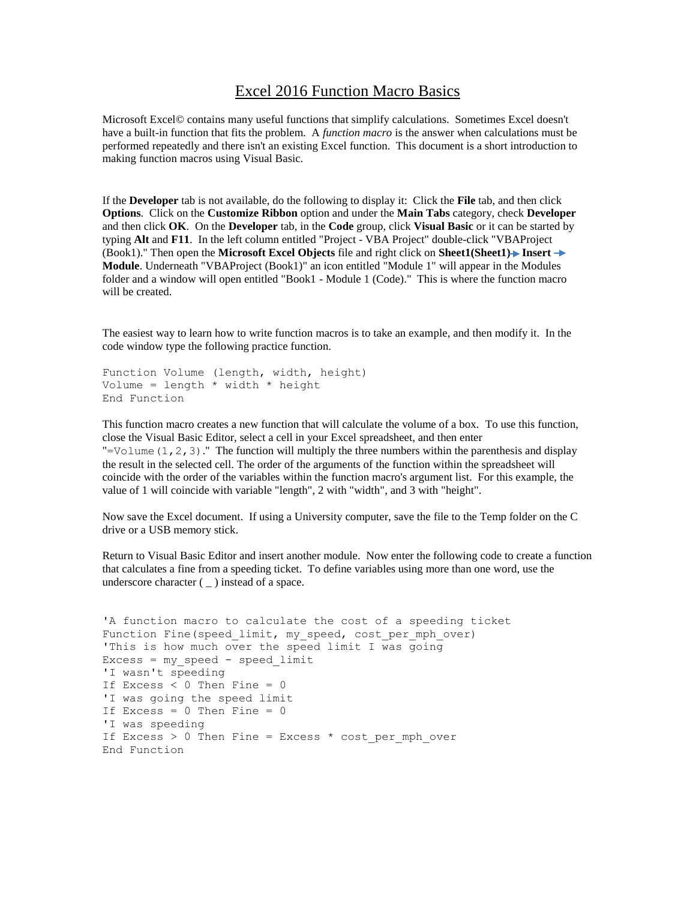# Excel 2016 Function Macro Basics

Microsoft Excel© contains many useful functions that simplify calculations. Sometimes Excel doesn't have a built-in function that fits the problem. A *function macro* is the answer when calculations must be performed repeatedly and there isn't an existing Excel function. This document is a short introduction to making function macros using Visual Basic.

If the **Developer** tab is not available, do the following to display it: Click the **File** tab, and then click **Options**. Click on the **Customize Ribbon** option and under the **Main Tabs** category, check **Developer** and then click **OK**. On the **Developer** tab, in the **Code** group, click **Visual Basic** or it can be started by typing **Alt** and **F11**. In the left column entitled "Project - VBA Project" double-click "VBAProject (Book1)." Then open the **Microsoft Excel Objects** file and right click on **Sheet1(Sheet1)** → **Insert** → **Module**. Underneath "VBAProject (Book1)" an icon entitled "Module 1" will appear in the Modules folder and a window will open entitled "Book1 - Module 1 (Code)." This is where the function macro will be created.

The easiest way to learn how to write function macros is to take an example, and then modify it. In the code window type the following practice function.

```
Function Volume (length, width, height)
Volume = length * width * height
End Function
```

This function macro creates a new function that will calculate the volume of a box. To use this function, close the Visual Basic Editor, select a cell in your Excel spreadsheet, and then enter "`=Volume(1,2,3)`." The function will multiply the three numbers within the parenthesis and display the result in the selected cell. The order of the arguments of the function within the spreadsheet will coincide with the order of the variables within the function macro's argument list. For this example, the value of 1 will coincide with variable "length", 2 with "width", and 3 with "height".

Now save the Excel document. If using a University computer, save the file to the Temp folder on the C drive or a USB memory stick.

Return to Visual Basic Editor and insert another module. Now enter the following code to create a function that calculates a fine from a speeding ticket. To define variables using more than one word, use the underscore character ( _ ) instead of a space.

```
'A function macro to calculate the cost of a speeding ticket
Function Fine(speed_limit, my_speed, cost_per_mph_over)
'This is how much over the speed limit I was going
Excess = my_speed - speed_limit
'I wasn't speeding
If Excess < 0 Then Fine = 0
'I was going the speed limit
If Excess = 0 Then Fine = 0
'I was speeding
If Excess > 0 Then Fine = Excess * cost_per_mph_over
End Function
```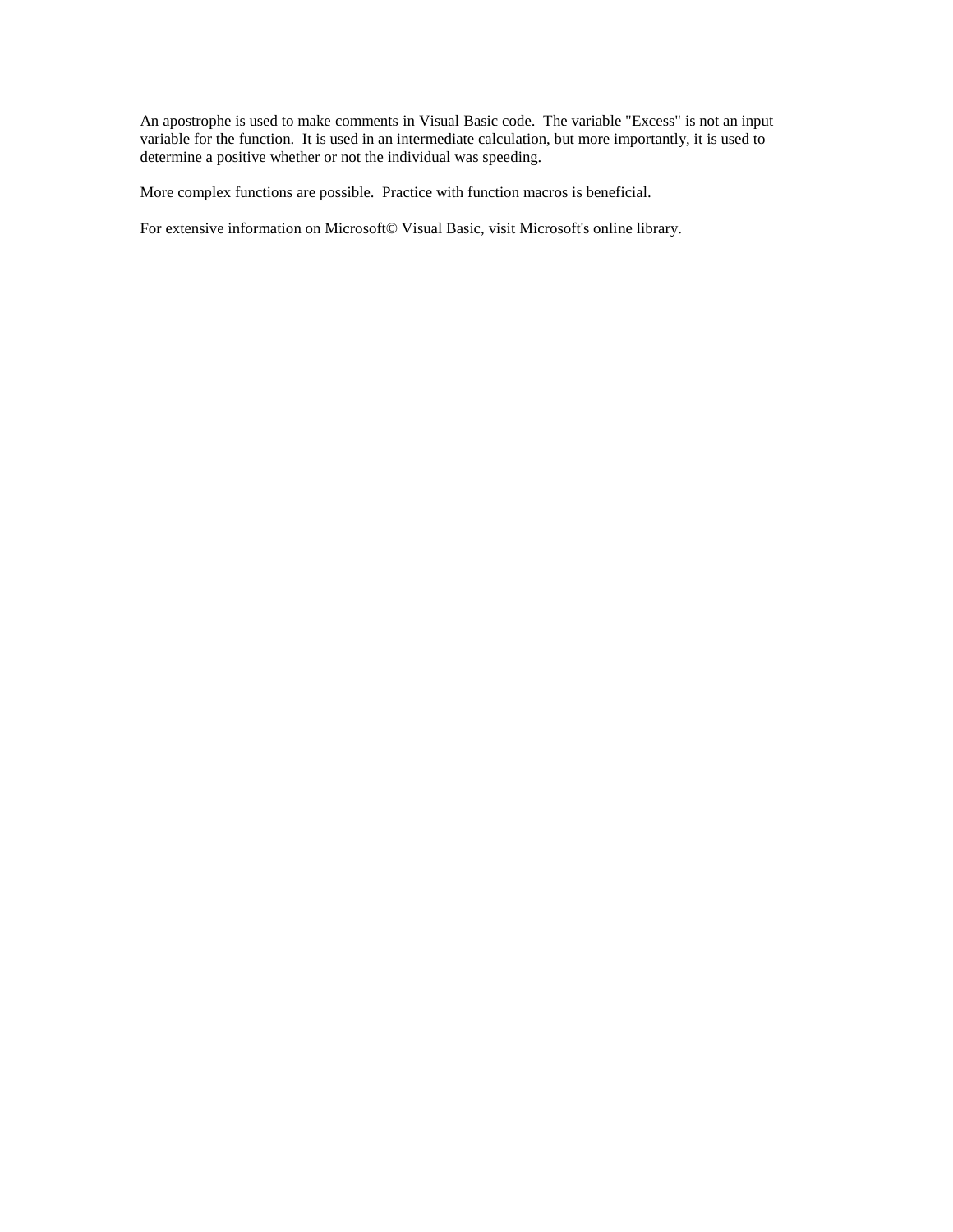An apostrophe is used to make comments in Visual Basic code.  The variable "Excess" is not an input variable for the function.  It is used in an intermediate calculation, but more importantly, it is used to determine a positive whether or not the individual was speeding.

More complex functions are possible.  Practice with function macros is beneficial.

For extensive information on Microsoft© Visual Basic, visit Microsoft's online library.